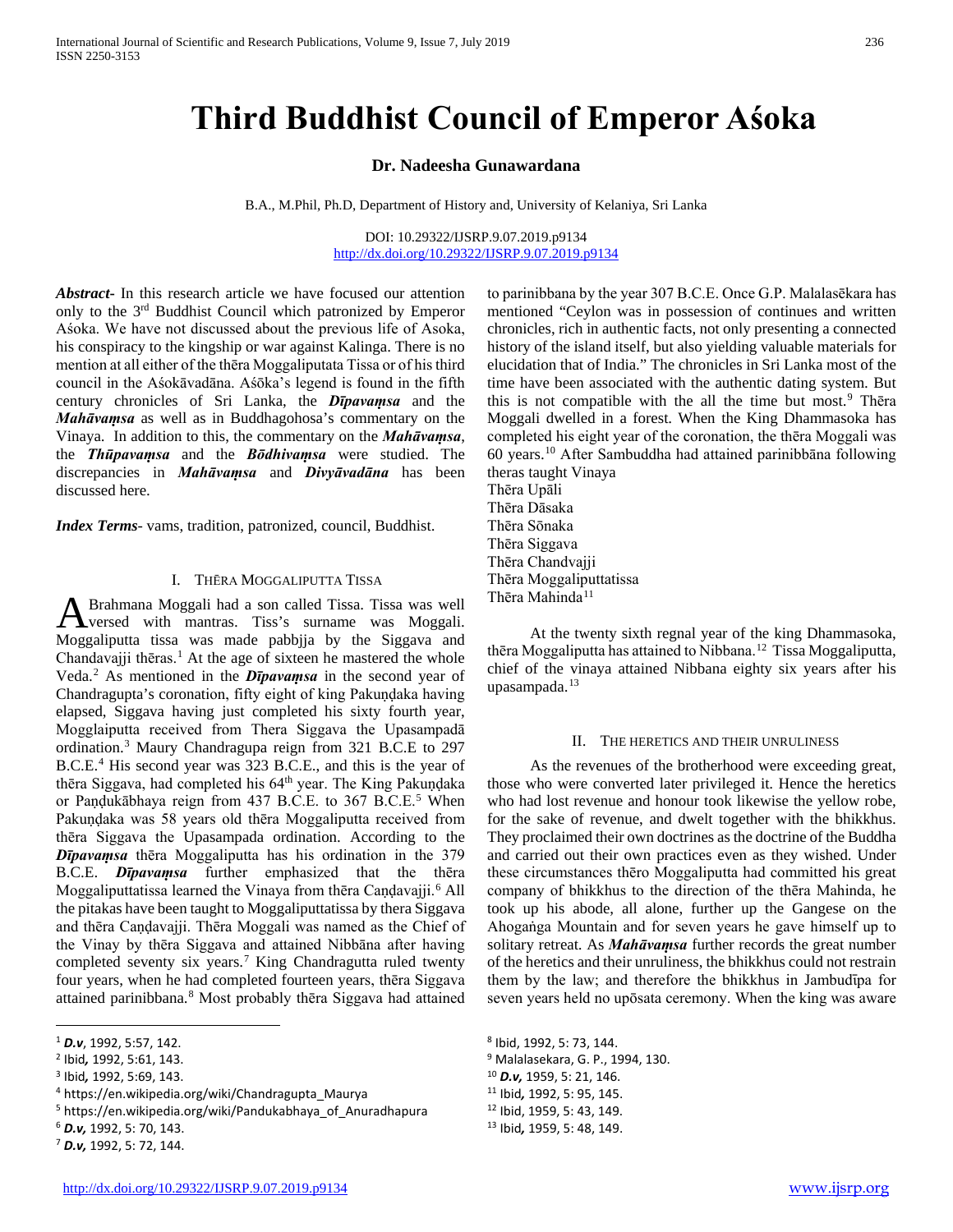# Third Buddhist Council of Emperor Aśoka

**Dr. Nadeesha Gunawardana**

B.A., M.Phil, Ph.D, Department of History and, University of Kelaniya, Sri Lanka

DOI: 10.29322/IJSRP.9.07.2019.p9134
http://dx.doi.org/10.29322/IJSRP.9.07.2019.p9134

***Abstract***- In this research article we have focused our attention only to the 3rd Buddhist Council which patronized by Emperor Aśoka. We have not discussed about the previous life of Asoka, his conspiracy to the kingship or war against Kalinga. There is no mention at all either of the thēra Moggaliputata Tissa or of his third council in the Aśokāvadāna. Aśōka's legend is found in the fifth century chronicles of Sri Lanka, the ***Dīpavaṃsa*** and the ***Mahāvaṃsa*** as well as in Buddhagohosa's commentary on the Vinaya. In addition to this, the commentary on the ***Mahāvaṃsa***, the ***Thūpavaṃsa*** and the ***Bōdhivaṃsa*** were studied. The discrepancies in ***Mahāvaṃsa*** and ***Divyāvadāna*** has been discussed here.

***Index Terms***- vams, tradition, patronized, council, Buddhist.

## I. Thēra Moggaliputta Tissa

A Brahmana Moggali had a son called Tissa. Tissa was well versed with mantras. Tiss's surname was Moggali. Moggaliputta tissa was made pabbjja by the Siggava and Chandavajji thēras.[1] At the age of sixteen he mastered the whole Veda.[2] As mentioned in the ***Dīpavaṃsa*** in the second year of Chandragupta's coronation, fifty eight of king Pakuṇḍaka having elapsed, Siggava having just completed his sixty fourth year, Mogglaiputta received from Thera Siggava the Upasampadā ordination.[3] Maury Chandragupa reign from 321 B.C.E to 297 B.C.E.[4] His second year was 323 B.C.E., and this is the year of thēra Siggava, had completed his 64th year. The King Pakuṇḍaka or Paṇḍukābhaya reign from 437 B.C.E. to 367 B.C.E.[5] When Pakuṇḍaka was 58 years old thēra Moggaliputta received from thēra Siggava the Upasampada ordination. According to the ***Dīpavaṃsa*** thēra Moggaliputta has his ordination in the 379 B.C.E. ***Dīpavaṃsa*** further emphasized that the thēra Moggaliputtatissa learned the Vinaya from thēra Caṇḍavajji.[6] All the pitakas have been taught to Moggaliputtatissa by thera Siggava and thēra Caṇḍavajji. Thēra Moggali was named as the Chief of the Vinay by thēra Siggava and attained Nibbāna after having completed seventy six years.[7] King Chandragutta ruled twenty four years, when he had completed fourteen years, thēra Siggava attained parinibbana.[8] Most probably thēra Siggava had attained to parinibbana by the year 307 B.C.E. Once G.P. Malalasēkara has mentioned "Ceylon was in possession of continues and written chronicles, rich in authentic facts, not only presenting a connected history of the island itself, but also yielding valuable materials for elucidation that of India." The chronicles in Sri Lanka most of the time have been associated with the authentic dating system. But this is not compatible with the all the time but most.[9] Thēra Moggali dwelled in a forest. When the King Dhammasoka has completed his eight year of the coronation, the thēra Moggali was 60 years.[10] After Sambuddha had attained parinibbāna following theras taught Vinaya

Thēra Upāli
Thēra Dāsaka
Thēra Sōnaka
Thēra Siggava
Thēra Chandvajji
Thēra Moggaliputtatissa
Thēra Mahinda[11]

At the twenty sixth regnal year of the king Dhammasoka, thēra Moggaliputta has attained to Nibbana.[12] Tissa Moggaliputta, chief of the vinaya attained Nibbana eighty six years after his upasampada.[13]

## II. The heretics and their unruliness

As the revenues of the brotherhood were exceeding great, those who were converted later privileged it. Hence the heretics who had lost revenue and honour took likewise the yellow robe, for the sake of revenue, and dwelt together with the bhikkhus. They proclaimed their own doctrines as the doctrine of the Buddha and carried out their own practices even as they wished. Under these circumstances thēro Moggaliputta had committed his great company of bhikkhus to the direction of the thēra Mahinda, he took up his abode, all alone, further up the Gangese on the Ahogaṅga Mountain and for seven years he gave himself up to solitary retreat. As ***Mahāvaṃsa*** further records the great number of the heretics and their unruliness, the bhikkhus could not restrain them by the law; and therefore the bhikkhus in Jambudīpa for seven years held no upōsata ceremony. When the king was aware

---

[1] ***D.v***, 1992, 5:57, 142.
[2] Ibid*,* 1992, 5:61, 143.
[3] Ibid*,* 1992, 5:69, 143.
[4] https://en.wikipedia.org/wiki/Chandragupta_Maurya
[5] https://en.wikipedia.org/wiki/Pandukabhaya_of_Anuradhapura
[6] ***D.v,*** 1992, 5: 70, 143.
[7] ***D.v,*** 1992, 5: 72, 144.
[8] Ibid, 1992, 5: 73, 144.
[9] Malalasekara, G. P., 1994, 130.
[10] ***D.v,*** 1959, 5: 21, 146.
[11] Ibid*,* 1992, 5: 95, 145.
[12] Ibid, 1959, 5: 43, 149.
[13] Ibid*,* 1959, 5: 48, 149.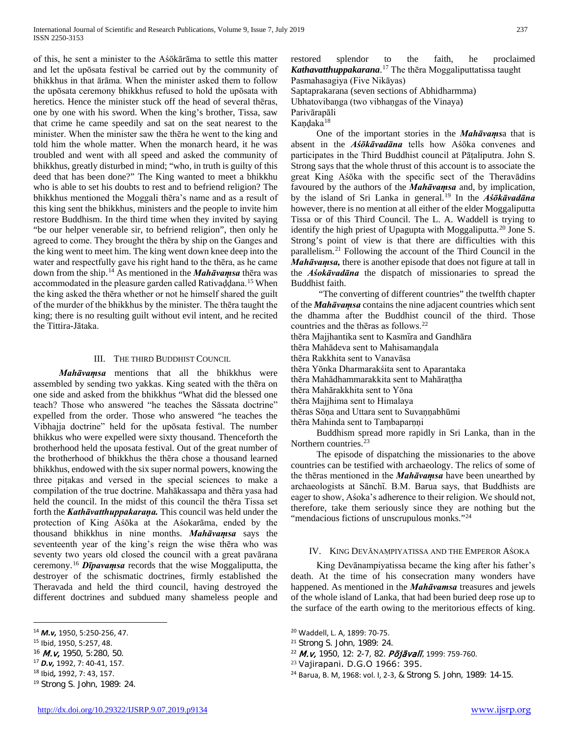of this, he sent a minister to the Aśōkārāma to settle this matter and let the upōsata festival be carried out by the community of bhikkhus in that ārāma. When the minister asked them to follow the upōsata ceremony bhikkhus refused to hold the upōsata with heretics. Hence the minister stuck off the head of several thēras, one by one with his sword. When the king's brother, Tissa, saw that crime he came speedily and sat on the seat nearest to the minister. When the minister saw the thēra he went to the king and told him the whole matter. When the monarch heard, it he was troubled and went with all speed and asked the community of bhikkhus, greatly disturbed in mind; "who, in truth is guilty of this deed that has been done?" The King wanted to meet a bhikkhu who is able to set his doubts to rest and to befriend religion? The bhikkhus mentioned the Moggali thēra's name and as a result of this king sent the bhikkhus, ministers and the people to invite him restore Buddhism. In the third time when they invited by saying "be our helper venerable sir, to befriend religion", then only he agreed to come. They brought the thēra by ship on the Ganges and the king went to meet him. The king went down knee deep into the water and respectfully gave his right hand to the thēra, as he came down from the ship.[14] As mentioned in the ***Mahāvaṃsa*** thēra was accommodated in the pleasure garden called Rativaḍḍana.[15] When the king asked the thēra whether or not he himself shared the guilt of the murder of the bhikkhus by the minister. The thēra taught the king; there is no resulting guilt without evil intent, and he recited the Tittira-Jātaka.

## III. The Third Buddhist Council

***Mahāvaṃsa*** mentions that all the bhikkhus were assembled by sending two yakkas. King seated with the thēra on one side and asked from the bhikkhus "What did the blessed one teach? Those who answered "he teaches the Sāssata doctrine" expelled from the order. Those who answered "he teaches the Vibhajja doctrine" held for the upōsata festival. The number bhikkus who were expelled were sixty thousand. Thenceforth the brotherhood held the uposata festival. Out of the great number of the brotherhood of bhikkhus the thēra chose a thousand learned bhikkhus, endowed with the six super normal powers, knowing the three piṭakas and versed in the special sciences to make a compilation of the true doctrine. Mahākassapa and thēra yasa had held the council. In the midst of this council the thēra Tissa set forth the ***Kathāvatthuppakaraṇa.*** This council was held under the protection of King Aśōka at the Aśokarāma, ended by the thousand bhikkhus in nine months. ***Mahāvaṃsa*** says the seventeenth year of the king's reign the wise thēra who was seventy two years old closed the council with a great pavārana ceremony.[16] ***Dīpavaṃsa*** records that the wise Moggaliputta, the destroyer of the schismatic doctrines, firmly established the Theravada and held the third council, having destroyed the different doctrines and subdued many shameless people and restored splendor to the faith, he proclaimed ***Kathavatthuppakarana***.[17] The thēra Moggaliputtatissa taught

Pasmahasagiya (Five Nikāyas)
Saptaprakarana (seven sections of Abhidharmma)
Ubhatovibaṅga (two vibhaṅgas of the Vinaya)
Parivārapāli
Kaṇḍaka[18]

One of the important stories in the ***Mahāvaṃs***a that is absent in the ***Aśōkāvadāna*** tells how Aśōka convenes and participates in the Third Buddhist council at Pāṭaliputra. John S. Strong says that the whole thrust of this account is to associate the great King Aśōka with the specific sect of the Theravādins favoured by the authors of the ***Mahāvaṃsa*** and, by implication, by the island of Sri Lanka in general.[19] In the ***Aśōkāvadāna*** however, there is no mention at all either of the elder Moggaliputta Tissa or of this Third Council. The L. A. Waddell is trying to identify the high priest of Upagupta with Moggaliputta.[20] Jone S. Strong's point of view is that there are difficulties with this parallelism.[21] Following the account of the Third Council in the ***Mahāvaṃsa,*** there is another episode that does not figure at tall in the ***Aśokāvadāna*** the dispatch of missionaries to spread the Buddhist faith.

"The converting of different countries" the twelfth chapter of the ***Mahāvaṃsa*** contains the nine adjacent countries which sent the dhamma after the Buddhist council of the third. Those countries and the thēras as follows.[22]

thēra Majjhantika sent to Kasmīra and Gandhāra
thēra Mahādeva sent to Mahisamaṇḍala
thēra Rakkhita sent to Vanavāsa
thēra Yōnka Dharmarakśita sent to Aparantaka
thēra Mahādhammarakkita sent to Mahāraṭṭha
thēra Mahārakkhita sent to Yōna
thēra Majjhima sent to Himalaya
thēras Sōṇa and Uttara sent to Suvaṇṇabhūmi
thēra Mahinda sent to Taṃbaparṇṇi

Buddhism spread more rapidly in Sri Lanka, than in the Northern countries.[23]

The episode of dispatching the missionaries to the above countries can be testified with archaeology. The relics of some of the thēras mentioned in the ***Mahāvaṃsa*** have been unearthed by archaeologists at Sānchī. B.M. Barua says, that Buddhists are eager to show, Aśoka's adherence to their religion. We should not, therefore, take them seriously since they are nothing but the "mendacious fictions of unscrupulous monks."[24]

## IV. King Devānaṃpiyatissa and the Emperor Aśoka

King Devānampiyatissa became the king after his father's death. At the time of his consecration many wonders have happened. As mentioned in the ***Mahāvamsa*** treasures and jewels of the whole island of Lanka, that had been buried deep rose up to the surface of the earth owing to the meritorious effects of king.

---

[14] ***M.v,*** 1950, 5:250-256, 47.
[15] Ibid, 1950, 5:257, 48.
[16] ***M.v,*** 1950, 5:280, 50.
[17] ***D.v,*** 1992, 7: 40-41, 157.
[18] Ibid**,** 1992, 7: 43, 157.
[19] Strong S. John, 1989: 24.
[20] Waddell, L. A, 1899: 70-75.
[21] Strong S. John, 1989: 24.
[22] ***M.v,*** 1950, 12: 2-7, 82. ***Pōjāvalī***, 1999: 759-760.
[23] Vajirapani. D.G.O 1966: 395.
[24] Barua, B. M, 1968: vol. I, 2-3, & Strong S. John, 1989: 14-15.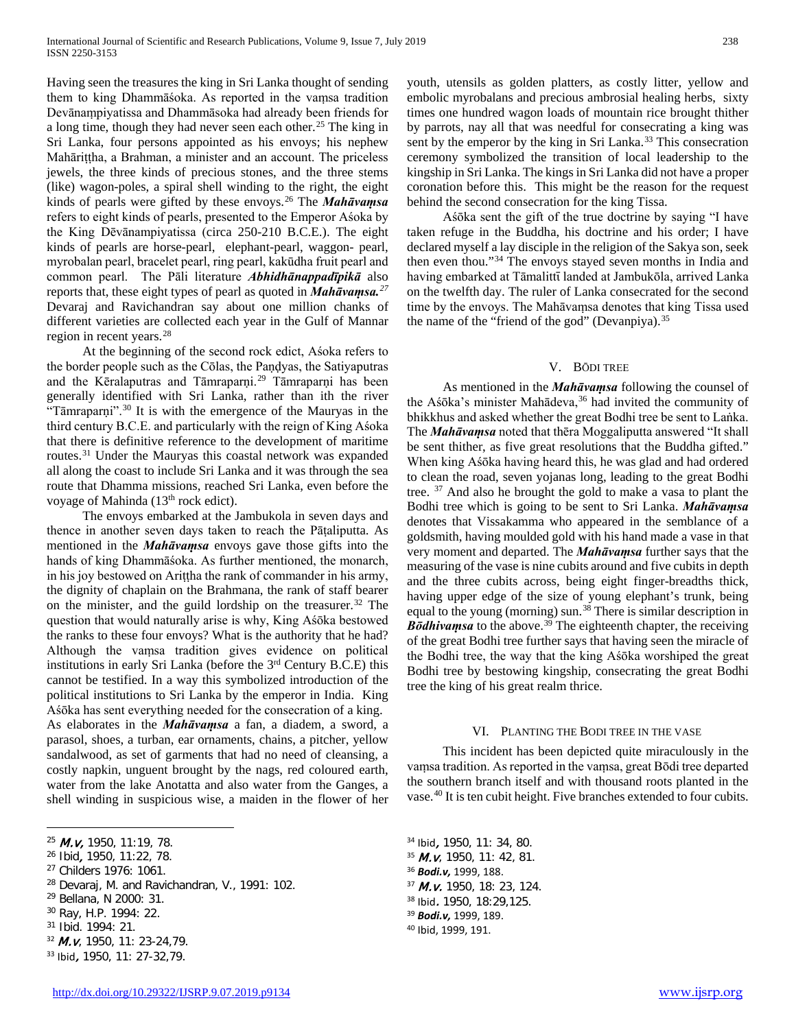Having seen the treasures the king in Sri Lanka thought of sending them to king Dhammāśoka. As reported in the vaṃsa tradition Devānaṃpiyatissa and Dhammāsoka had already been friends for a long time, though they had never seen each other.[25] The king in Sri Lanka, four persons appointed as his envoys; his nephew Mahāriṭṭha, a Brahman, a minister and an account. The priceless jewels, the three kinds of precious stones, and the three stems (like) wagon-poles, a spiral shell winding to the right, the eight kinds of pearls were gifted by these envoys.[26] The ***Mahāvaṃsa*** refers to eight kinds of pearls, presented to the Emperor Aśoka by the King Dēvānampiyatissa (circa 250-210 B.C.E.). The eight kinds of pearls are horse-pearl, elephant-pearl, waggon- pearl, myrobalan pearl, bracelet pearl, ring pearl, kakūdha fruit pearl and common pearl. The Pāli literature ***Abhidhānappadīpikā*** also reports that, these eight types of pearl as quoted in ***Mahāvaṃsa.***[27] Devaraj and Ravichandran say about one million chanks of different varieties are collected each year in the Gulf of Mannar region in recent years.[28]

At the beginning of the second rock edict, Aśoka refers to the border people such as the Cōlas, the Paṇḍyas, the Satiyaputras and the Kēralaputras and Tāmraparṇi.[29] Tāmraparṇi has been generally identified with Sri Lanka, rather than ith the river "Tāmraparṇi".[30] It is with the emergence of the Mauryas in the third century B.C.E. and particularly with the reign of King Aśoka that there is definitive reference to the development of maritime routes.[31] Under the Mauryas this coastal network was expanded all along the coast to include Sri Lanka and it was through the sea route that Dhamma missions, reached Sri Lanka, even before the voyage of Mahinda (13th rock edict).

The envoys embarked at the Jambukola in seven days and thence in another seven days taken to reach the Pāṭaliputta. As mentioned in the ***Mahāvaṃsa*** envoys gave those gifts into the hands of king Dhammāśoka. As further mentioned, the monarch, in his joy bestowed on Ariṭṭha the rank of commander in his army, the dignity of chaplain on the Brahmana, the rank of staff bearer on the minister, and the guild lordship on the treasurer.[32] The question that would naturally arise is why, King Aśōka bestowed the ranks to these four envoys? What is the authority that he had? Although the vaṃsa tradition gives evidence on political institutions in early Sri Lanka (before the 3rd Century B.C.E) this cannot be testified. In a way this symbolized introduction of the political institutions to Sri Lanka by the emperor in India. King Aśōka has sent everything needed for the consecration of a king. As elaborates in the ***Mahāvaṃsa*** a fan, a diadem, a sword, a parasol, shoes, a turban, ear ornaments, chains, a pitcher, yellow sandalwood, as set of garments that had no need of cleansing, a costly napkin, unguent brought by the nags, red coloured earth, water from the lake Anotatta and also water from the Ganges, a shell winding in suspicious wise, a maiden in the flower of her youth, utensils as golden platters, as costly litter, yellow and embolic myrobalans and precious ambrosial healing herbs, sixty times one hundred wagon loads of mountain rice brought thither by parrots, nay all that was needful for consecrating a king was sent by the emperor by the king in Sri Lanka.[33] This consecration ceremony symbolized the transition of local leadership to the kingship in Sri Lanka. The kings in Sri Lanka did not have a proper coronation before this. This might be the reason for the request behind the second consecration for the king Tissa.

Aśōka sent the gift of the true doctrine by saying "I have taken refuge in the Buddha, his doctrine and his order; I have declared myself a lay disciple in the religion of the Sakya son, seek then even thou."[34] The envoys stayed seven months in India and having embarked at Tāmalittī landed at Jambukōla, arrived Lanka on the twelfth day. The ruler of Lanka consecrated for the second time by the envoys. The Mahāvaṃsa denotes that king Tissa used the name of the "friend of the god" (Devanpiya).[35]

## V. Bōdi tree

As mentioned in the ***Mahāvaṃsa*** following the counsel of the Aśōka's minister Mahādeva,[36] had invited the community of bhikkhus and asked whether the great Bodhi tree be sent to Laṅka. The ***Mahāvaṃsa*** noted that thēra Moggaliputta answered "It shall be sent thither, as five great resolutions that the Buddha gifted." When king Aśōka having heard this, he was glad and had ordered to clean the road, seven yojanas long, leading to the great Bodhi tree. [37] And also he brought the gold to make a vasa to plant the Bodhi tree which is going to be sent to Sri Lanka. ***Mahāvaṃsa*** denotes that Vissakamma who appeared in the semblance of a goldsmith, having moulded gold with his hand made a vase in that very moment and departed. The ***Mahāvaṃsa*** further says that the measuring of the vase is nine cubits around and five cubits in depth and the three cubits across, being eight finger-breadths thick, having upper edge of the size of young elephant's trunk, being equal to the young (morning) sun.[38] There is similar description in ***Bōdhivaṃsa*** to the above.[39] The eighteenth chapter, the receiving of the great Bodhi tree further says that having seen the miracle of the Bodhi tree, the way that the king Aśōka worshiped the great Bodhi tree by bestowing kingship, consecrating the great Bodhi tree the king of his great realm thrice.

## VI. Planting the Bodi tree in the vase

This incident has been depicted quite miraculously in the vaṃsa tradition. As reported in the vaṃsa, great Bōdi tree departed the southern branch itself and with thousand roots planted in the vase.[40] It is ten cubit height. Five branches extended to four cubits.

---

[25] ***M.v,*** 1950, 11:19, 78.
[26] Ibid, 1950, 11:22, 78.
[27] Childers 1976: 1061.
[28] Devaraj, M. and Ravichandran, V., 1991: 102.
[29] Bellana, N 2000: 31.
[30] Ray, H.P. 1994: 22.
[31] Ibid. 1994: 21.
[32] ***M.v***, 1950, 11: 23-24,79.
[33] Ibid, 1950, 11: 27-32,79.
[34] Ibid, 1950, 11: 34, 80.
[35] ***M.v***, 1950, 11: 42, 81.
[36] ***Bodi.v,*** 1999, 188.
[37] ***M.v.*** 1950, 18: 23, 124.
[38] Ibid. 1950, 18:29,125.
[39] ***Bodi.v,*** 1999, 189.
[40] Ibid, 1999, 191.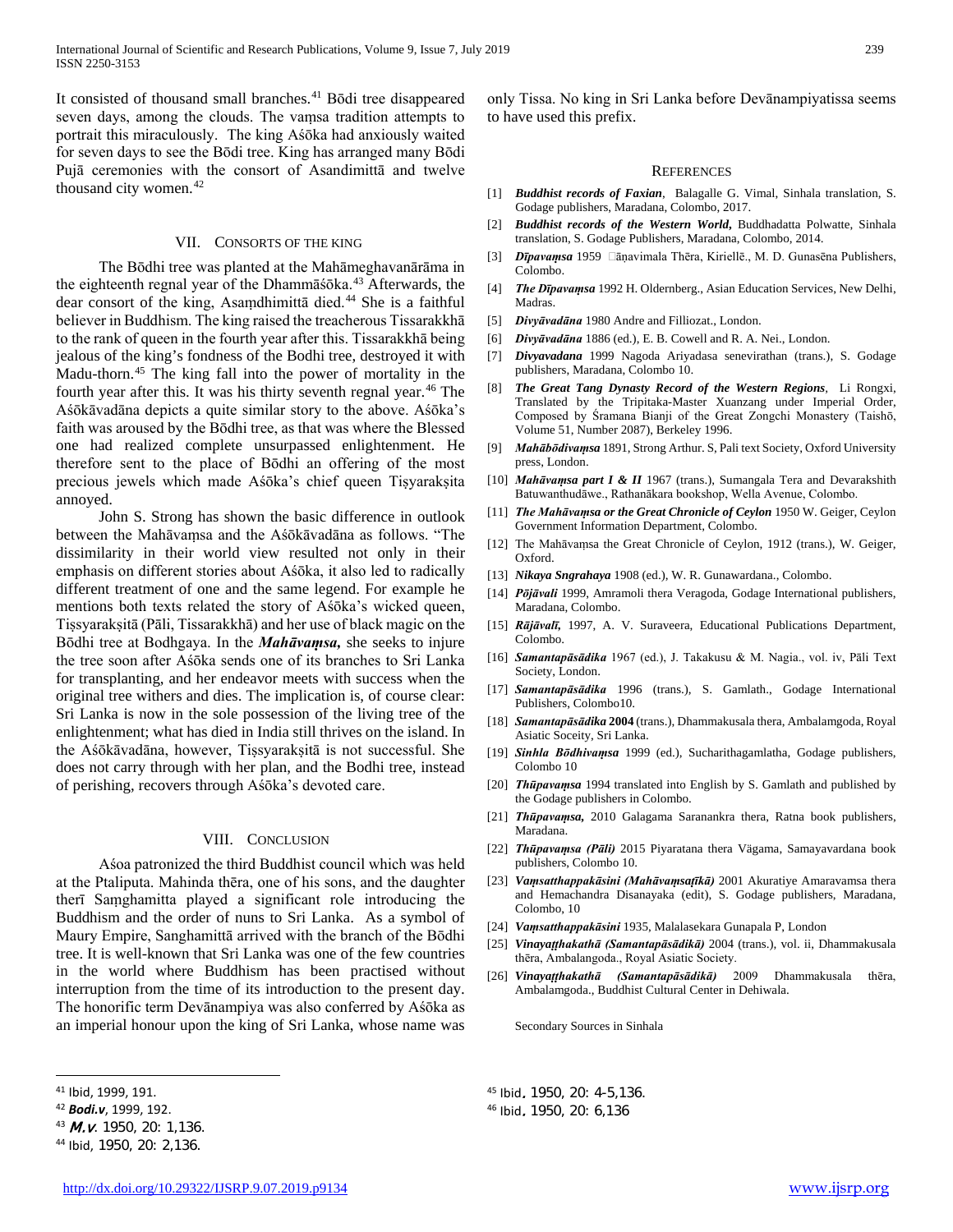It consisted of thousand small branches.[41] Bōdi tree disappeared seven days, among the clouds. The vaṃsa tradition attempts to portrait this miraculously. The king Aśōka had anxiously waited for seven days to see the Bōdi tree. King has arranged many Bōdi Pujā ceremonies with the consort of Asandimittā and twelve thousand city women.[42]

## VII. Consorts of the King

The Bōdhi tree was planted at the Mahāmeghavanārāma in the eighteenth regnal year of the Dhammāśōka.[43] Afterwards, the dear consort of the king, Asaṃdhimittā died.[44] She is a faithful believer in Buddhism. The king raised the treacherous Tissarakkhā to the rank of queen in the fourth year after this. Tissarakkhā being jealous of the king's fondness of the Bodhi tree, destroyed it with Madu-thorn.[45] The king fall into the power of mortality in the fourth year after this. It was his thirty seventh regnal year.[46] The Aśōkāvadāna depicts a quite similar story to the above. Aśōka's faith was aroused by the Bōdhi tree, as that was where the Blessed one had realized complete unsurpassed enlightenment. He therefore sent to the place of Bōdhi an offering of the most precious jewels which made Aśōka's chief queen Tiṣyarakṣita annoyed.

John S. Strong has shown the basic difference in outlook between the Mahāvaṃsa and the Aśōkāvadāna as follows. "The dissimilarity in their world view resulted not only in their emphasis on different stories about Aśōka, it also led to radically different treatment of one and the same legend. For example he mentions both texts related the story of Aśōka's wicked queen, Tiṣsyarakṣitā (Pāli, Tissarakkhā) and her use of black magic on the Bōdhi tree at Bodhgaya. In the ***Mahāvaṃsa,*** she seeks to injure the tree soon after Aśōka sends one of its branches to Sri Lanka for transplanting, and her endeavor meets with success when the original tree withers and dies. The implication is, of course clear: Sri Lanka is now in the sole possession of the living tree of the enlightenment; what has died in India still thrives on the island. In the Aśōkāvadāna, however, Tiṣsyarakṣitā is not successful. She does not carry through with her plan, and the Bodhi tree, instead of perishing, recovers through Aśōka's devoted care.

## VIII. Conclusion

Aśoa patronized the third Buddhist council which was held at the Ptaliputa. Mahinda thēra, one of his sons, and the daughter therī Saṃghamitta played a significant role introducing the Buddhism and the order of nuns to Sri Lanka. As a symbol of Maury Empire, Sanghamittā arrived with the branch of the Bōdhi tree. It is well-known that Sri Lanka was one of the few countries in the world where Buddhism has been practised without interruption from the time of its introduction to the present day. The honorific term Devānampiya was also conferred by Aśōka as an imperial honour upon the king of Sri Lanka, whose name was only Tissa. No king in Sri Lanka before Devānampiyatissa seems to have used this prefix.

## References

[1] ***Buddhist records of Faxian***, Balagalle G. Vimal, Sinhala translation, S. Godage publishers, Maradana, Colombo, 2017.

[2] ***Buddhist records of the Western World,*** Buddhadatta Polwatte, Sinhala translation, S. Godage Publishers, Maradana, Colombo, 2014.

[3] ***Dīpavaṃsa*** 1959 □āṇavimala Thēra, Kiriellē., M. D. Gunasēna Publishers, Colombo.

[4] ***The Dīpavaṃsa*** 1992 H. Oldernberg., Asian Education Services, New Delhi, Madras.

[5] ***Divyāvadāna*** 1980 Andre and Filliozat., London.

[6] ***Divyāvadāna*** 1886 (ed.), E. B. Cowell and R. A. Nei., London.

[7] ***Divyavadana*** 1999 Nagoda Ariyadasa senevirathan (trans.), S. Godage publishers, Maradana, Colombo 10.

[8] ***The Great Tang Dynasty Record of the Western Regions***, Li Rongxi, Translated by the Tripitaka-Master Xuanzang under Imperial Order, Composed by Śramana Bianji of the Great Zongchi Monastery (Taishō, Volume 51, Number 2087), Berkeley 1996.

[9] ***Mahābōdivaṃsa*** 1891, Strong Arthur. S, Pali text Society, Oxford University press, London.

[10] ***Mahāvaṃsa part I & II*** 1967 (trans.), Sumangala Tera and Devarakshith Batuwanthudāwe., Rathanākara bookshop, Wella Avenue, Colombo.

[11] ***The Mahāvaṃsa or the Great Chronicle of Ceylon*** 1950 W. Geiger, Ceylon Government Information Department, Colombo.

[12] The Mahāvaṃsa the Great Chronicle of Ceylon, 1912 (trans.), W. Geiger, Oxford.

[13] ***Nikaya Sngrahaya*** 1908 (ed.), W. R. Gunawardana., Colombo.

[14] ***Pōjāvali*** 1999, Amramoli thera Veragoda, Godage International publishers, Maradana, Colombo.

[15] ***Rājāvalī,*** 1997, A. V. Suraveera, Educational Publications Department, Colombo.

[16] ***Samantapāsādika*** 1967 (ed.), J. Takakusu & M. Nagia., vol. iv, Pāli Text Society, London.

[17] ***Samantapāsādika*** 1996 (trans.), S. Gamlath., Godage International Publishers, Colombo10.

[18] ***Samantapāsādika* 2004** (trans.), Dhammakusala thera, Ambalamgoda, Royal Asiatic Soceity, Sri Lanka.

[19] ***Sinhla Bōdhivaṃsa*** 1999 (ed.), Sucharithagamlatha, Godage publishers, Colombo 10

[20] ***Thūpavaṃsa*** 1994 translated into English by S. Gamlath and published by the Godage publishers in Colombo.

[21] ***Thūpavaṃsa,*** 2010 Galagama Saranankra thera, Ratna book publishers, Maradana.

[22] ***Thūpavaṃsa (Pāli)*** 2015 Piyaratana thera Vägama, Samayavardana book publishers, Colombo 10.

[23] ***Vaṃsatthappakāsini (Mahāvaṃsaṭīkā)*** 2001 Akuratiye Amaravamsa thera and Hemachandra Disanayaka (edit), S. Godage publishers, Maradana, Colombo, 10

[24] ***Vaṃsatthappakāsini*** 1935, Malalasekara Gunapala P, London

[25] ***Vinayaṭṭhakathā (Samantapāsādikā)*** 2004 (trans.), vol. ii, Dhammakusala thēra, Ambalangoda., Royal Asiatic Society.

[26] ***Vinayaṭṭhakathā (Samantapāsādikā)*** 2009 Dhammakusala thēra, Ambalamgoda., Buddhist Cultural Center in Dehiwala.

Secondary Sources in Sinhala

---

[41] Ibid, 1999, 191.

[42] ***Bodi.v,*** 1999, 192.

[43] ***M.v.*** 1950, 20: 1,136.

[44] Ibid, 1950, 20: 2,136.

[45] Ibid, 1950, 20: 4-5,136.

[46] Ibid, 1950, 20: 6,136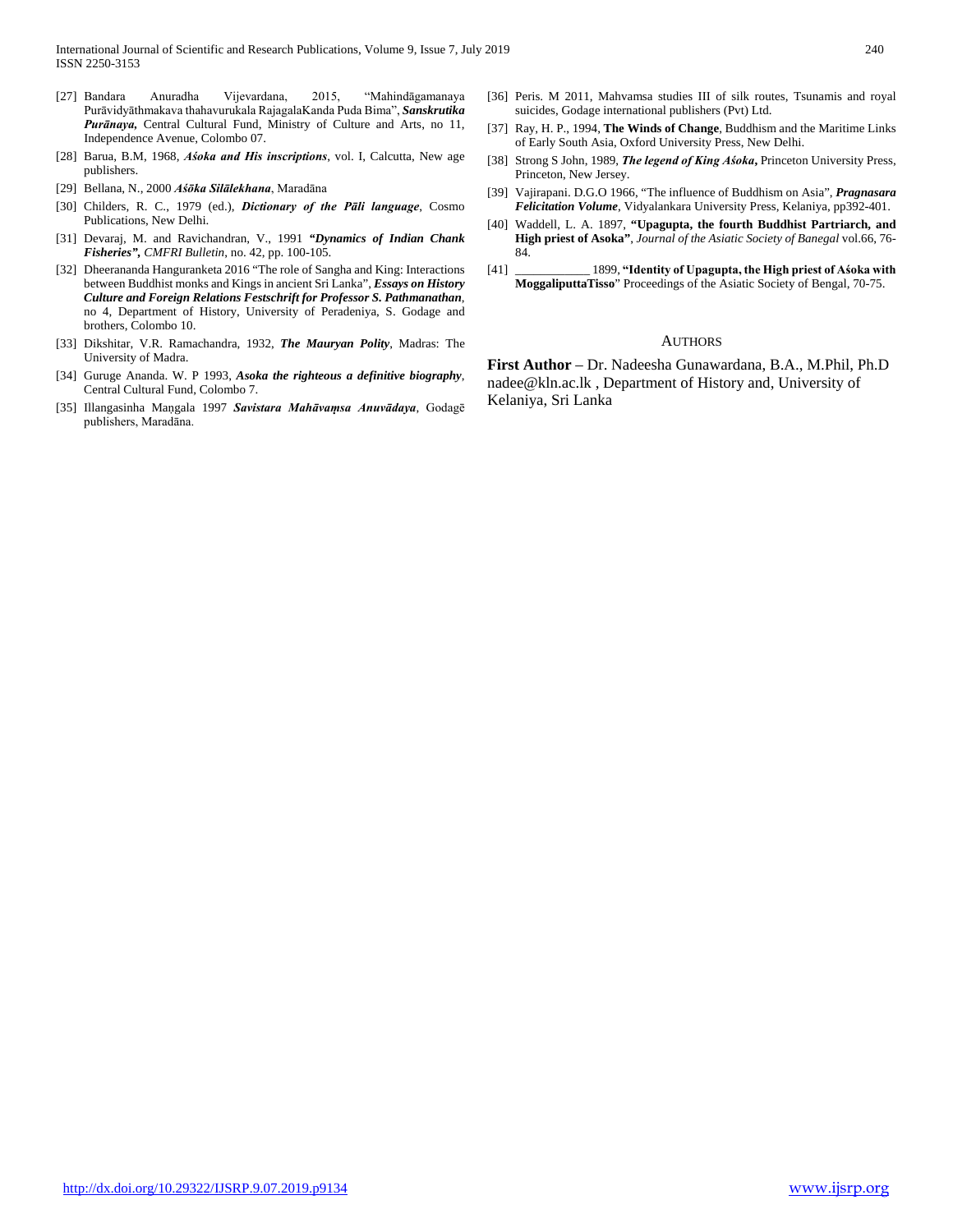[27] Bandara Anuradha Vijevardana, 2015, "Mahindāgamanaya Purāvidyāthmakava thahavurukala RajagalaKanda Puda Bima", ***Sanskrutika Purānaya,*** Central Cultural Fund, Ministry of Culture and Arts, no 11, Independence Avenue, Colombo 07.

[28] Barua, B.M, 1968, ***Aśoka and His inscriptions***, vol. I, Calcutta, New age publishers.

[29] Bellana, N., 2000 ***Aśōka Silālekhana***, Maradāna

[30] Childers, R. C., 1979 (ed.), ***Dictionary of the Pāli language***, Cosmo Publications, New Delhi.

[31] Devaraj, M. and Ravichandran, V., 1991 ***"Dynamics of Indian Chank Fisheries",*** *CMFRI Bulletin*, no. 42, pp. 100-105.

[32] Dheerananda Hanguranketa 2016 "The role of Sangha and King: Interactions between Buddhist monks and Kings in ancient Sri Lanka", ***Essays on History Culture and Foreign Relations Festschrift for Professor S. Pathmanathan***, no 4, Department of History, University of Peradeniya, S. Godage and brothers, Colombo 10.

[33] Dikshitar, V.R. Ramachandra, 1932, ***The Mauryan Polity***, Madras: The University of Madra.

[34] Guruge Ananda. W. P 1993, ***Asoka the righteous a definitive biography***, Central Cultural Fund, Colombo 7.

[35] Illangasinha Maṇgala 1997 ***Savistara Mahāvaṃsa Anuvādaya***, Godagē publishers, Maradāna.

[36] Peris. M 2011, Mahvamsa studies III of silk routes, Tsunamis and royal suicides, Godage international publishers (Pvt) Ltd.

[37] Ray, H. P., 1994, **The Winds of Change**, Buddhism and the Maritime Links of Early South Asia, Oxford University Press, New Delhi.

[38] Strong S John, 1989, ***The legend of King Aśoka***, Princeton University Press, Princeton, New Jersey.

[39] Vajirapani. D.G.O 1966, "The influence of Buddhism on Asia", ***Pragnasara Felicitation Volume***, Vidyalankara University Press, Kelaniya, pp392-401.

[40] Waddell, L. A. 1897, **"Upagupta, the fourth Buddhist Partriarch, and High priest of Asoka"**, *Journal of the Asiatic Society of Banegal* vol.66, 76-84.

[41] ___________ 1899, **"Identity of Upagupta, the High priest of Aśoka with MoggaliputtaTisso**" Proceedings of the Asiatic Society of Bengal, 70-75.

## Authors

**First Author** – Dr. Nadeesha Gunawardana, B.A., M.Phil, Ph.D nadee@kln.ac.lk , Department of History and, University of Kelaniya, Sri Lanka